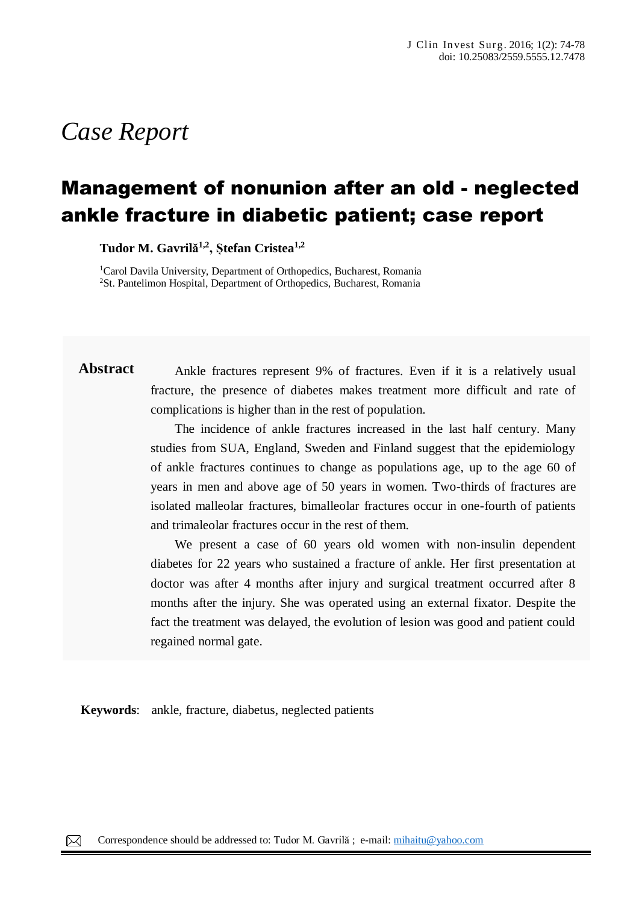*Case Report*

# Management of nonunion after an old - neglected ankle fracture in diabetic patient; case report

**Tudor M. Gavrilă[1,2], Ștefan Cristea[1,2]**

[1]Carol Davila University, Department of Orthopedics, Bucharest, Romania
[2]St. Pantelimon Hospital, Department of Orthopedics, Bucharest, Romania

## Abstract

Ankle fractures represent 9% of fractures. Even if it is a relatively usual fracture, the presence of diabetes makes treatment more difficult and rate of complications is higher than in the rest of population.

The incidence of ankle fractures increased in the last half century. Many studies from SUA, England, Sweden and Finland suggest that the epidemiology of ankle fractures continues to change as populations age, up to the age 60 of years in men and above age of 50 years in women. Two-thirds of fractures are isolated malleolar fractures, bimalleolar fractures occur in one-fourth of patients and trimaleolar fractures occur in the rest of them.

We present a case of 60 years old women with non-insulin dependent diabetes for 22 years who sustained a fracture of ankle. Her first presentation at doctor was after 4 months after injury and surgical treatment occurred after 8 months after the injury. She was operated using an external fixator. Despite the fact the treatment was delayed, the evolution of lesion was good and patient could regained normal gate.

**Keywords**: ankle, fracture, diabetus, neglected patients

Correspondence should be addressed to: Tudor M. Gavrilă ; e-mail: mihaitu@yahoo.com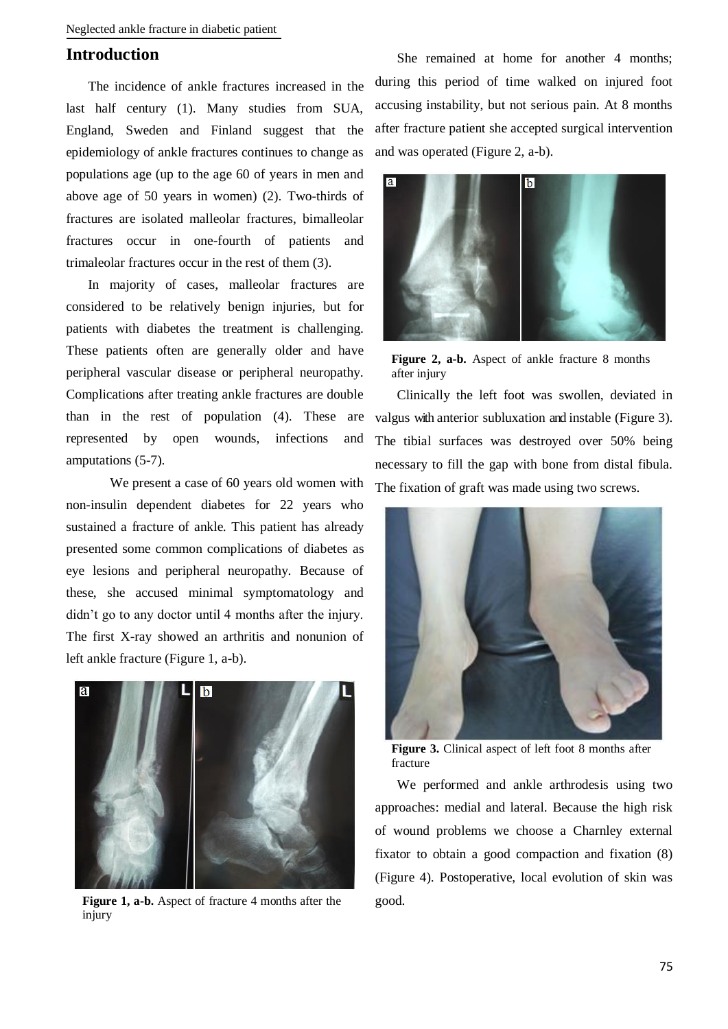## Introduction

The incidence of ankle fractures increased in the last half century (1). Many studies from SUA, England, Sweden and Finland suggest that the epidemiology of ankle fractures continues to change as populations age (up to the age 60 of years in men and above age of 50 years in women) (2). Two-thirds of fractures are isolated malleolar fractures, bimalleolar fractures occur in one-fourth of patients and trimaleolar fractures occur in the rest of them (3).

In majority of cases, malleolar fractures are considered to be relatively benign injuries, but for patients with diabetes the treatment is challenging. These patients often are generally older and have peripheral vascular disease or peripheral neuropathy. Complications after treating ankle fractures are double than in the rest of population (4). These are represented by open wounds, infections and amputations (5-7).

We present a case of 60 years old women with non-insulin dependent diabetes for 22 years who sustained a fracture of ankle. This patient has already presented some common complications of diabetes as eye lesions and peripheral neuropathy. Because of these, she accused minimal symptomatology and didn't go to any doctor until 4 months after the injury. The first X-ray showed an arthritis and nonunion of left ankle fracture (Figure 1, a-b).

**Figure 1, a-b.** Aspect of fracture 4 months after the injury

She remained at home for another 4 months; during this period of time walked on injured foot accusing instability, but not serious pain. At 8 months after fracture patient she accepted surgical intervention and was operated (Figure 2, a-b).

**Figure 2, a-b.** Aspect of ankle fracture 8 months after injury

Clinically the left foot was swollen, deviated in valgus with anterior subluxation and instable (Figure 3). The tibial surfaces was destroyed over 50% being necessary to fill the gap with bone from distal fibula. The fixation of graft was made using two screws.

**Figure 3.** Clinical aspect of left foot 8 months after fracture

We performed and ankle arthrodesis using two approaches: medial and lateral. Because the high risk of wound problems we choose a Charnley external fixator to obtain a good compaction and fixation (8) (Figure 4). Postoperative, local evolution of skin was good.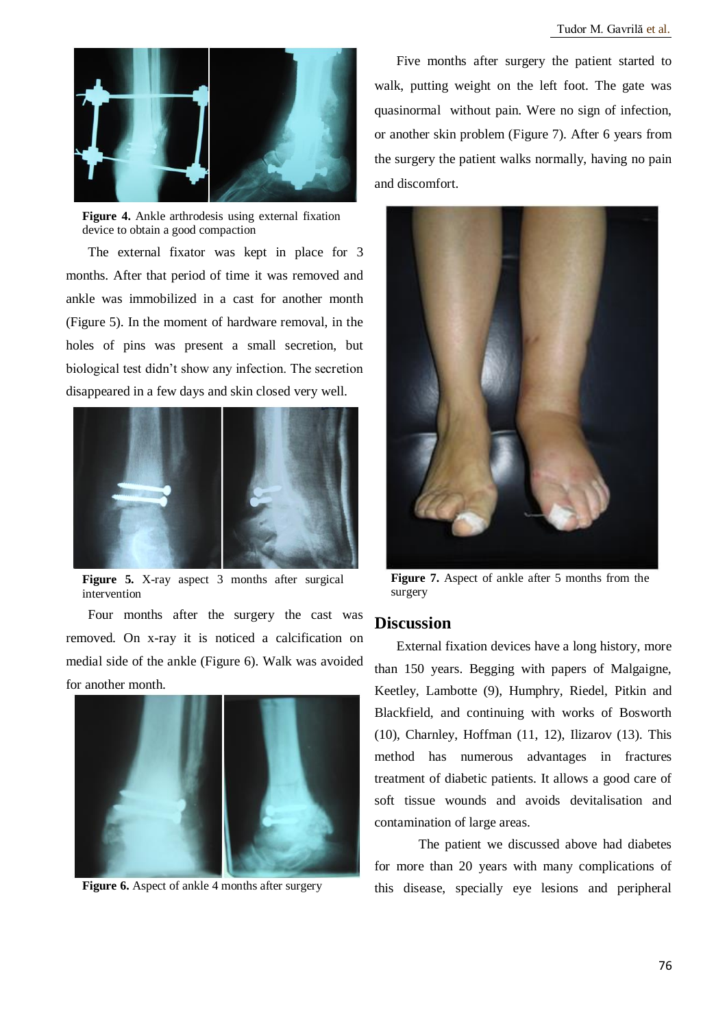Figure 4. Ankle arthrodesis using external fixation device to obtain a good compaction

The external fixator was kept in place for 3 months. After that period of time it was removed and ankle was immobilized in a cast for another month (Figure 5). In the moment of hardware removal, in the holes of pins was present a small secretion, but biological test didn't show any infection. The secretion disappeared in a few days and skin closed very well.

Figure 5. X-ray aspect 3 months after surgical intervention

Four months after the surgery the cast was removed. On x-ray it is noticed a calcification on medial side of the ankle (Figure 6). Walk was avoided for another month.

Figure 6. Aspect of ankle 4 months after surgery

Five months after surgery the patient started to walk, putting weight on the left foot. The gate was quasinormal without pain. Were no sign of infection, or another skin problem (Figure 7). After 6 years from the surgery the patient walks normally, having no pain and discomfort.

Figure 7. Aspect of ankle after 5 months from the surgery

## Discussion

External fixation devices have a long history, more than 150 years. Begging with papers of Malgaigne, Keetley, Lambotte (9), Humphry, Riedel, Pitkin and Blackfield, and continuing with works of Bosworth (10), Charnley, Hoffman (11, 12), Ilizarov (13). This method has numerous advantages in fractures treatment of diabetic patients. It allows a good care of soft tissue wounds and avoids devitalisation and contamination of large areas.

The patient we discussed above had diabetes for more than 20 years with many complications of this disease, specially eye lesions and peripheral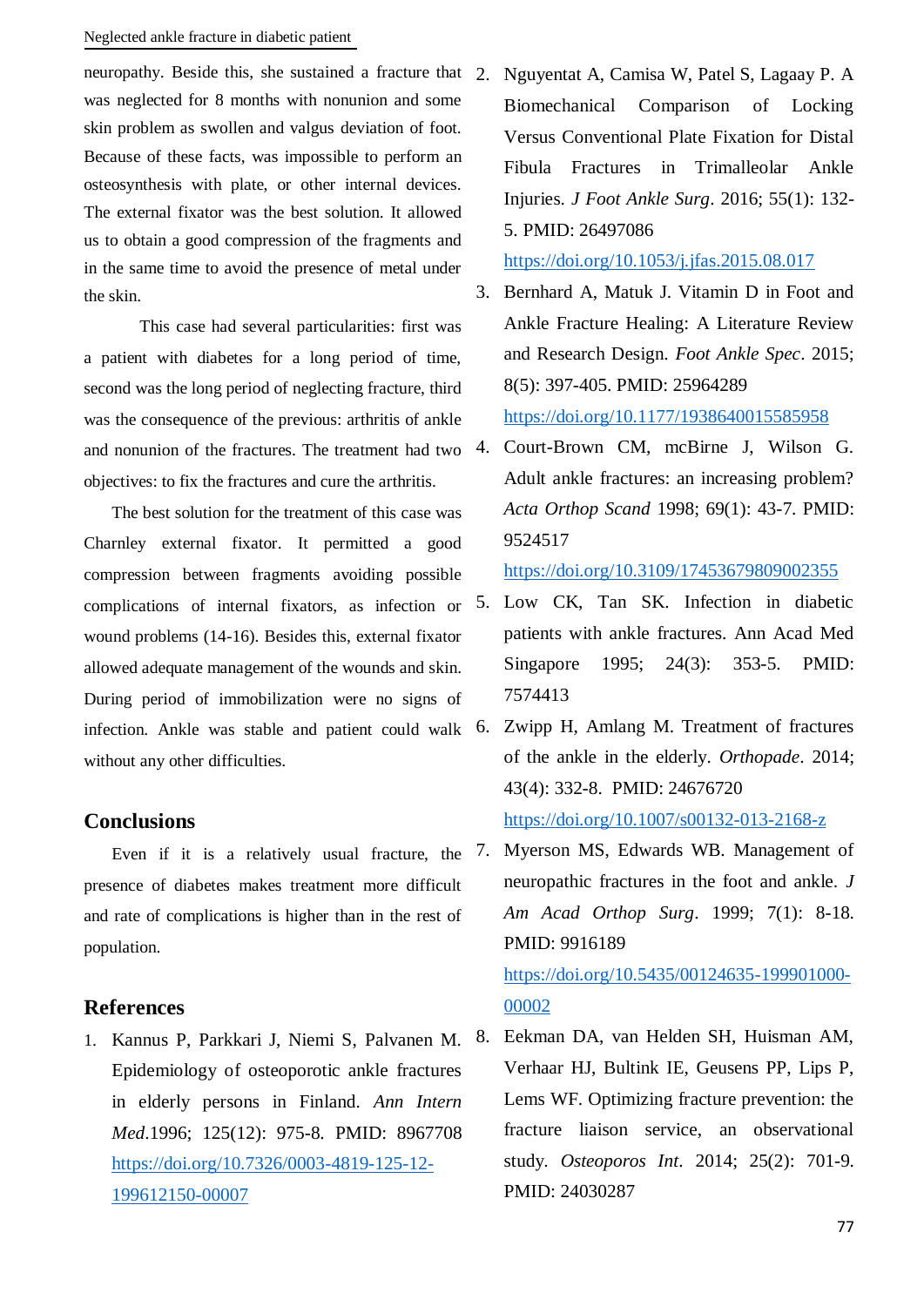neuropathy. Beside this, she sustained a fracture that was neglected for 8 months with nonunion and some skin problem as swollen and valgus deviation of foot. Because of these facts, was impossible to perform an osteosynthesis with plate, or other internal devices. The external fixator was the best solution. It allowed us to obtain a good compression of the fragments and in the same time to avoid the presence of metal under the skin.

This case had several particularities: first was a patient with diabetes for a long period of time, second was the long period of neglecting fracture, third was the consequence of the previous: arthritis of ankle and nonunion of the fractures. The treatment had two objectives: to fix the fractures and cure the arthritis.

The best solution for the treatment of this case was Charnley external fixator. It permitted a good compression between fragments avoiding possible complications of internal fixators, as infection or wound problems (14-16). Besides this, external fixator allowed adequate management of the wounds and skin. During period of immobilization were no signs of infection. Ankle was stable and patient could walk without any other difficulties.

## Conclusions

Even if it is a relatively usual fracture, the presence of diabetes makes treatment more difficult and rate of complications is higher than in the rest of population.

## References

1. Kannus P, Parkkari J, Niemi S, Palvanen M. Epidemiology of osteoporotic ankle fractures in elderly persons in Finland. *Ann Intern Med*.1996; 125(12): 975-8. PMID: 8967708 https://doi.org/10.7326/0003-4819-125-12-199612150-00007
2. Nguyentat A, Camisa W, Patel S, Lagaay P. A Biomechanical Comparison of Locking Versus Conventional Plate Fixation for Distal Fibula Fractures in Trimalleolar Ankle Injuries. *J Foot Ankle Surg*. 2016; 55(1): 132-5. PMID: 26497086 https://doi.org/10.1053/j.jfas.2015.08.017
3. Bernhard A, Matuk J. Vitamin D in Foot and Ankle Fracture Healing: A Literature Review and Research Design. *Foot Ankle Spec*. 2015; 8(5): 397-405. PMID: 25964289 https://doi.org/10.1177/1938640015585958
4. Court-Brown CM, mcBirne J, Wilson G. Adult ankle fractures: an increasing problem? *Acta Orthop Scand* 1998; 69(1): 43-7. PMID: 9524517 https://doi.org/10.3109/17453679809002355
5. Low CK, Tan SK. Infection in diabetic patients with ankle fractures. Ann Acad Med Singapore 1995; 24(3): 353-5. PMID: 7574413
6. Zwipp H, Amlang M. Treatment of fractures of the ankle in the elderly. *Orthopade*. 2014; 43(4): 332-8. PMID: 24676720 https://doi.org/10.1007/s00132-013-2168-z
7. Myerson MS, Edwards WB. Management of neuropathic fractures in the foot and ankle. *J Am Acad Orthop Surg*. 1999; 7(1): 8-18. PMID: 9916189 https://doi.org/10.5435/00124635-199901000-00002
8. Eekman DA, van Helden SH, Huisman AM, Verhaar HJ, Bultink IE, Geusens PP, Lips P, Lems WF. Optimizing fracture prevention: the fracture liaison service, an observational study. *Osteoporos Int*. 2014; 25(2): 701-9. PMID: 24030287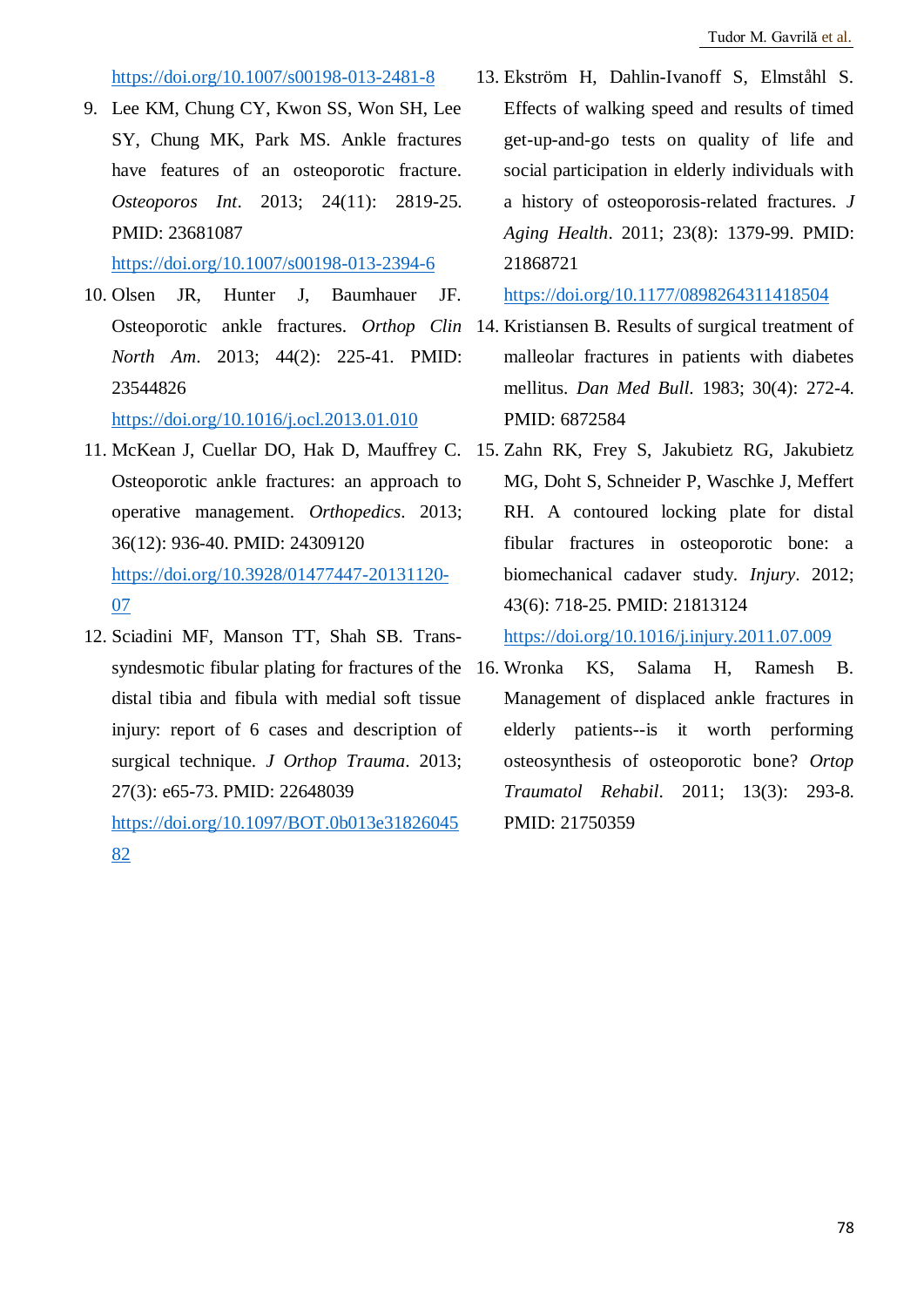https://doi.org/10.1007/s00198-013-2481-8

9. Lee KM, Chung CY, Kwon SS, Won SH, Lee SY, Chung MK, Park MS. Ankle fractures have features of an osteoporotic fracture. *Osteoporos Int*. 2013; 24(11): 2819-25. PMID: 23681087 https://doi.org/10.1007/s00198-013-2394-6
10. Olsen JR, Hunter J, Baumhauer JF. Osteoporotic ankle fractures. *Orthop Clin North Am*. 2013; 44(2): 225-41. PMID: 23544826 https://doi.org/10.1016/j.ocl.2013.01.010
11. McKean J, Cuellar DO, Hak D, Mauffrey C. Osteoporotic ankle fractures: an approach to operative management. *Orthopedics*. 2013; 36(12): 936-40. PMID: 24309120 https://doi.org/10.3928/01477447-20131120-07
12. Sciadini MF, Manson TT, Shah SB. Transsyndesmotic fibular plating for fractures of the distal tibia and fibula with medial soft tissue injury: report of 6 cases and description of surgical technique. *J Orthop Trauma*. 2013; 27(3): e65-73. PMID: 22648039 https://doi.org/10.1097/BOT.0b013e3182604582
13. Ekström H, Dahlin-Ivanoff S, Elmståhl S. Effects of walking speed and results of timed get-up-and-go tests on quality of life and social participation in elderly individuals with a history of osteoporosis-related fractures. *J Aging Health*. 2011; 23(8): 1379-99. PMID: 21868721 https://doi.org/10.1177/0898264311418504
14. Kristiansen B. Results of surgical treatment of malleolar fractures in patients with diabetes mellitus. *Dan Med Bull*. 1983; 30(4): 272-4. PMID: 6872584
15. Zahn RK, Frey S, Jakubietz RG, Jakubietz MG, Doht S, Schneider P, Waschke J, Meffert RH. A contoured locking plate for distal fibular fractures in osteoporotic bone: a biomechanical cadaver study. *Injury*. 2012; 43(6): 718-25. PMID: 21813124 https://doi.org/10.1016/j.injury.2011.07.009
16. Wronka KS, Salama H, Ramesh B. Management of displaced ankle fractures in elderly patients--is it worth performing osteosynthesis of osteoporotic bone? *Ortop Traumatol Rehabil*. 2011; 13(3): 293-8. PMID: 21750359